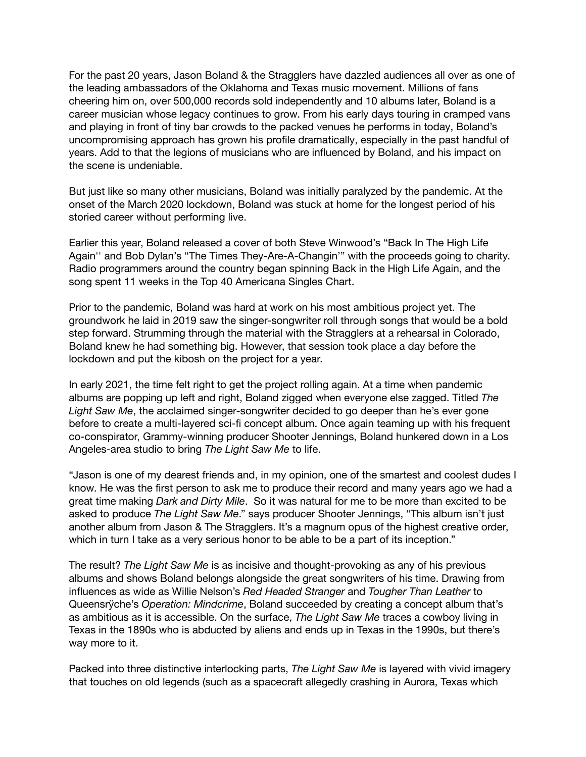For the past 20 years, Jason Boland & the Stragglers have dazzled audiences all over as one of the leading ambassadors of the Oklahoma and Texas music movement. Millions of fans cheering him on, over 500,000 records sold independently and 10 albums later, Boland is a career musician whose legacy continues to grow. From his early days touring in cramped vans and playing in front of tiny bar crowds to the packed venues he performs in today, Boland's uncompromising approach has grown his profile dramatically, especially in the past handful of years. Add to that the legions of musicians who are influenced by Boland, and his impact on the scene is undeniable.

But just like so many other musicians, Boland was initially paralyzed by the pandemic. At the onset of the March 2020 lockdown, Boland was stuck at home for the longest period of his storied career without performing live.

Earlier this year, Boland released a cover of both Steve Winwood's "Back In The High Life Again'' and Bob Dylan's "The Times They-Are-A-Changin'" with the proceeds going to charity. Radio programmers around the country began spinning Back in the High Life Again, and the song spent 11 weeks in the Top 40 Americana Singles Chart.

Prior to the pandemic, Boland was hard at work on his most ambitious project yet. The groundwork he laid in 2019 saw the singer-songwriter roll through songs that would be a bold step forward. Strumming through the material with the Stragglers at a rehearsal in Colorado, Boland knew he had something big. However, that session took place a day before the lockdown and put the kibosh on the project for a year.

In early 2021, the time felt right to get the project rolling again. At a time when pandemic albums are popping up left and right, Boland zigged when everyone else zagged. Titled *The Light Saw Me*, the acclaimed singer-songwriter decided to go deeper than he's ever gone before to create a multi-layered sci-fi concept album. Once again teaming up with his frequent co-conspirator, Grammy-winning producer Shooter Jennings, Boland hunkered down in a Los Angeles-area studio to bring *The Light Saw Me* to life.

"Jason is one of my dearest friends and, in my opinion, one of the smartest and coolest dudes I know. He was the first person to ask me to produce their record and many years ago we had a great time making *Dark and Dirty Mile*. So it was natural for me to be more than excited to be asked to produce *The Light Saw Me*." says producer Shooter Jennings, "This album isn't just another album from Jason & The Stragglers. It's a magnum opus of the highest creative order, which in turn I take as a very serious honor to be able to be a part of its inception."

The result? *The Light Saw Me* is as incisive and thought-provoking as any of his previous albums and shows Boland belongs alongside the great songwriters of his time. Drawing from influences as wide as Willie Nelson's *Red Headed Stranger* and *Tougher Than Leather* to Queensrÿche's *Operation: Mindcrime*, Boland succeeded by creating a concept album that's as ambitious as it is accessible. On the surface, *The Light Saw Me* traces a cowboy living in Texas in the 1890s who is abducted by aliens and ends up in Texas in the 1990s, but there's way more to it.

Packed into three distinctive interlocking parts, *The Light Saw Me* is layered with vivid imagery that touches on old legends (such as a spacecraft allegedly crashing in Aurora, Texas which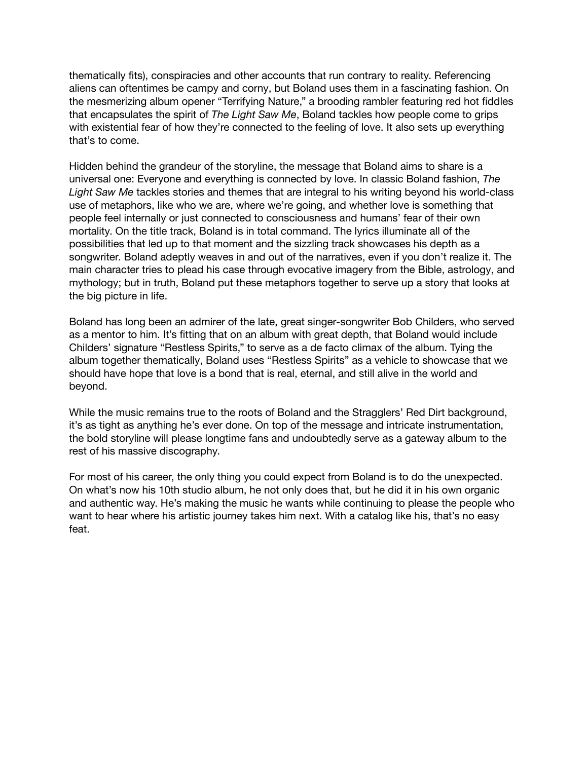thematically fits), conspiracies and other accounts that run contrary to reality. Referencing aliens can oftentimes be campy and corny, but Boland uses them in a fascinating fashion. On the mesmerizing album opener "Terrifying Nature," a brooding rambler featuring red hot fiddles that encapsulates the spirit of *The Light Saw Me*, Boland tackles how people come to grips with existential fear of how they're connected to the feeling of love. It also sets up everything that's to come.

Hidden behind the grandeur of the storyline, the message that Boland aims to share is a universal one: Everyone and everything is connected by love. In classic Boland fashion, *The Light Saw Me* tackles stories and themes that are integral to his writing beyond his world-class use of metaphors, like who we are, where we're going, and whether love is something that people feel internally or just connected to consciousness and humans' fear of their own mortality. On the title track, Boland is in total command. The lyrics illuminate all of the possibilities that led up to that moment and the sizzling track showcases his depth as a songwriter. Boland adeptly weaves in and out of the narratives, even if you don't realize it. The main character tries to plead his case through evocative imagery from the Bible, astrology, and mythology; but in truth, Boland put these metaphors together to serve up a story that looks at the big picture in life.

Boland has long been an admirer of the late, great singer-songwriter Bob Childers, who served as a mentor to him. It's fitting that on an album with great depth, that Boland would include Childers' signature "Restless Spirits," to serve as a de facto climax of the album. Tying the album together thematically, Boland uses "Restless Spirits" as a vehicle to showcase that we should have hope that love is a bond that is real, eternal, and still alive in the world and beyond.

While the music remains true to the roots of Boland and the Stragglers' Red Dirt background, it's as tight as anything he's ever done. On top of the message and intricate instrumentation, the bold storyline will please longtime fans and undoubtedly serve as a gateway album to the rest of his massive discography.

For most of his career, the only thing you could expect from Boland is to do the unexpected. On what's now his 10th studio album, he not only does that, but he did it in his own organic and authentic way. He's making the music he wants while continuing to please the people who want to hear where his artistic journey takes him next. With a catalog like his, that's no easy feat.